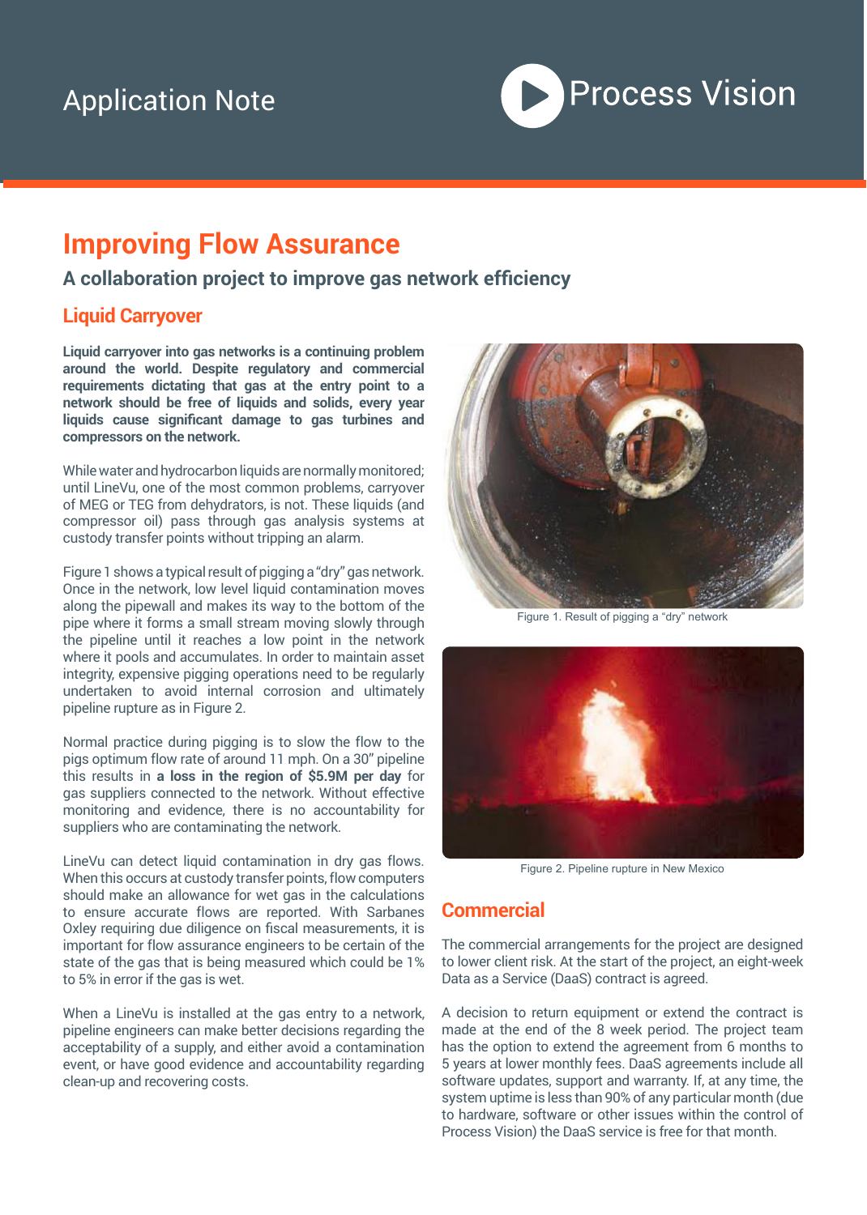Application Note

Process Vision

# Improving Flow Assurance

## A collaboration project to improve gas network efficiency

### Liquid Carryover

**Liquid carryover into gas networks is a continuing problem around the world. Despite regulatory and commercial requirements dictating that gas at the entry point to a network should be free of liquids and solids, every year liquids cause significant damage to gas turbines and compressors on the network.**

While water and hydrocarbon liquids are normally monitored; until LineVu, one of the most common problems, carryover of MEG or TEG from dehydrators, is not. These liquids (and compressor oil) pass through gas analysis systems at custody transfer points without tripping an alarm.

Figure 1 shows a typical result of pigging a "dry" gas network. Once in the network, low level liquid contamination moves along the pipewall and makes its way to the bottom of the pipe where it forms a small stream moving slowly through the pipeline until it reaches a low point in the network where it pools and accumulates. In order to maintain asset integrity, expensive pigging operations need to be regularly undertaken to avoid internal corrosion and ultimately pipeline rupture as in Figure 2.

Normal practice during pigging is to slow the flow to the pigs optimum flow rate of around 11 mph. On a 30" pipeline this results in **a loss in the region of $5.9M per day** for gas suppliers connected to the network. Without effective monitoring and evidence, there is no accountability for suppliers who are contaminating the network.

LineVu can detect liquid contamination in dry gas flows. When this occurs at custody transfer points, flow computers should make an allowance for wet gas in the calculations to ensure accurate flows are reported. With Sarbanes Oxley requiring due diligence on fiscal measurements, it is important for flow assurance engineers to be certain of the state of the gas that is being measured which could be 1% to 5% in error if the gas is wet.

When a LineVu is installed at the gas entry to a network, pipeline engineers can make better decisions regarding the acceptability of a supply, and either avoid a contamination event, or have good evidence and accountability regarding clean-up and recovering costs.

Figure 1. Result of pigging a "dry" network

Figure 2. Pipeline rupture in New Mexico

### Commercial

The commercial arrangements for the project are designed to lower client risk. At the start of the project, an eight-week Data as a Service (DaaS) contract is agreed.

A decision to return equipment or extend the contract is made at the end of the 8 week period. The project team has the option to extend the agreement from 6 months to 5 years at lower monthly fees. DaaS agreements include all software updates, support and warranty. If, at any time, the system uptime is less than 90% of any particular month (due to hardware, software or other issues within the control of Process Vision) the DaaS service is free for that month.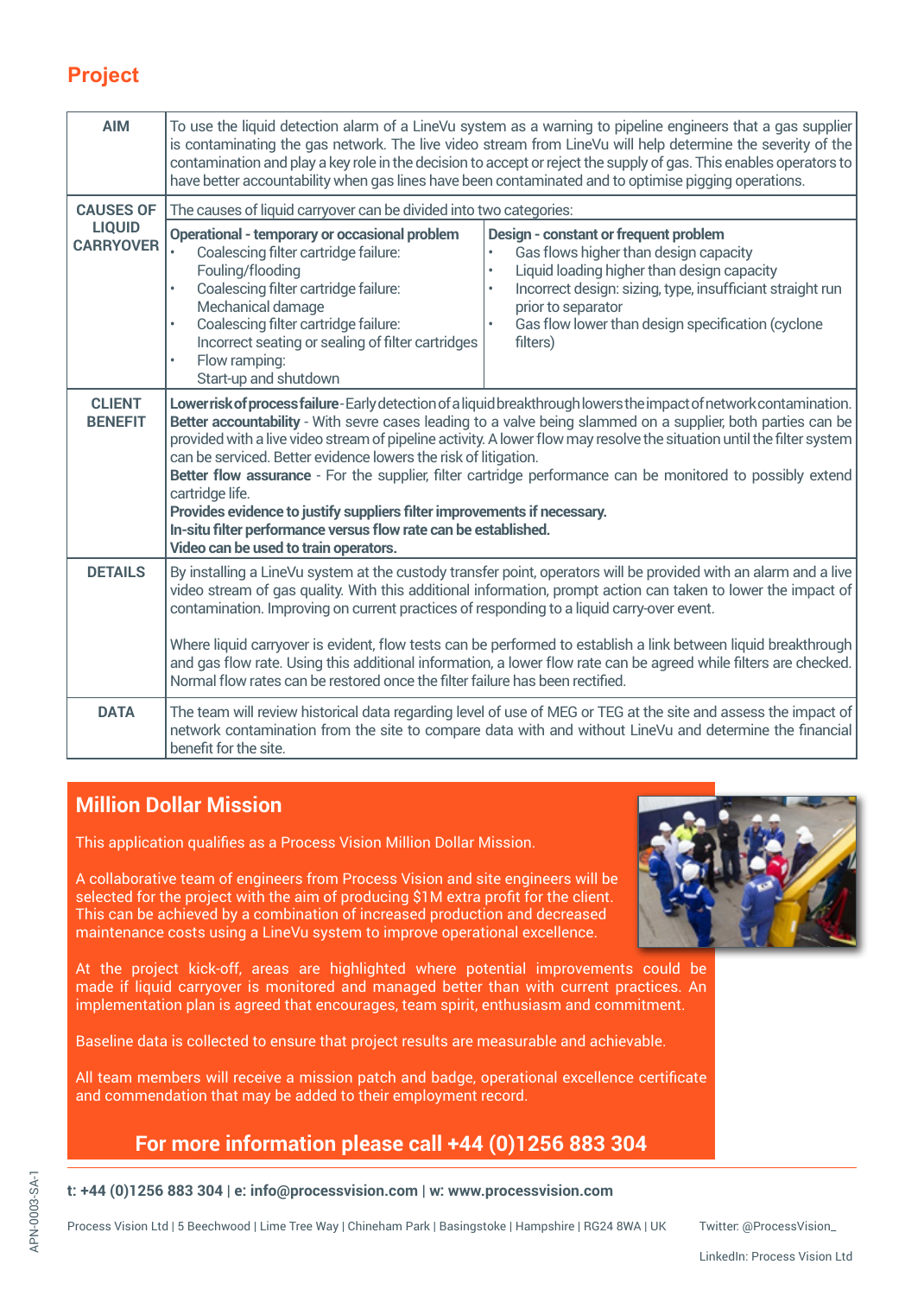## Project

| | | |
|---|---|---|
| **AIM** | To use the liquid detection alarm of a LineVu system as a warning to pipeline engineers that a gas supplier is contaminating the gas network. The live video stream from LineVu will help determine the severity of the contamination and play a key role in the decision to accept or reject the supply of gas. This enables operators to have better accountability when gas lines have been contaminated and to optimise pigging operations. | |
| **CAUSES OF LIQUID CARRYOVER** | The causes of liquid carryover can be divided into two categories: | |
| | **Operational - temporary or occasional problem**<br>• Coalescing filter cartridge failure: Fouling/flooding<br>• Coalescing filter cartridge failure: Mechanical damage<br>• Coalescing filter cartridge failure: Incorrect seating or sealing of filter cartridges<br>• Flow ramping: Start-up and shutdown | **Design - constant or frequent problem**<br>• Gas flows higher than design capacity<br>• Liquid loading higher than design capacity<br>• Incorrect design: sizing, type, insufficiant straight run prior to separator<br>• Gas flow lower than design specification (cyclone filters) |
| **CLIENT BENEFIT** | **Lower risk of process failure** - Early detection of a liquid breakthrough lowers the impact of network contamination.<br>**Better accountability** - With sevre cases leading to a valve being slammed on a supplier, both parties can be provided with a live video stream of pipeline activity. A lower flow may resolve the situation until the filter system can be serviced. Better evidence lowers the risk of litigation.<br>**Better flow assurance** - For the supplier, filter cartridge performance can be monitored to possibly extend cartridge life.<br>**Provides evidence to justify suppliers filter improvements if necessary.**<br>**In-situ filter performance versus flow rate can be established.**<br>**Video can be used to train operators.** | |
| **DETAILS** | By installing a LineVu system at the custody transfer point, operators will be provided with an alarm and a live video stream of gas quality. With this additional information, prompt action can taken to lower the impact of contamination. Improving on current practices of responding to a liquid carry-over event.<br><br>Where liquid carryover is evident, flow tests can be performed to establish a link between liquid breakthrough and gas flow rate. Using this additional information, a lower flow rate can be agreed while filters are checked. Normal flow rates can be restored once the filter failure has been rectified. | |
| **DATA** | The team will review historical data regarding level of use of MEG or TEG at the site and assess the impact of network contamination from the site to compare data with and without LineVu and determine the financial benefit for the site. | |

## Million Dollar Mission

This application qualifies as a Process Vision Million Dollar Mission.

A collaborative team of engineers from Process Vision and site engineers will be selected for the project with the aim of producing $1M extra profit for the client. This can be achieved by a combination of increased production and decreased maintenance costs using a LineVu system to improve operational excellence.

At the project kick-off, areas are highlighted where potential improvements could be made if liquid carryover is monitored and managed better than with current practices. An implementation plan is agreed that encourages, team spirit, enthusiasm and commitment.

Baseline data is collected to ensure that project results are measurable and achievable.

All team members will receive a mission patch and badge, operational excellence certificate and commendation that may be added to their employment record.

### For more information please call +44 (0)1256 883 304

**t: +44 (0)1256 883 304** | **e: info@processvision.com** | **w: www.processvision.com**

Process Vision Ltd | 5 Beechwood | Lime Tree Way | Chineham Park | Basingstoke | Hampshire | RG24 8WA | UK

Twitter: @ProcessVision_

LinkedIn: Process Vision Ltd

APN-0003-SA-1